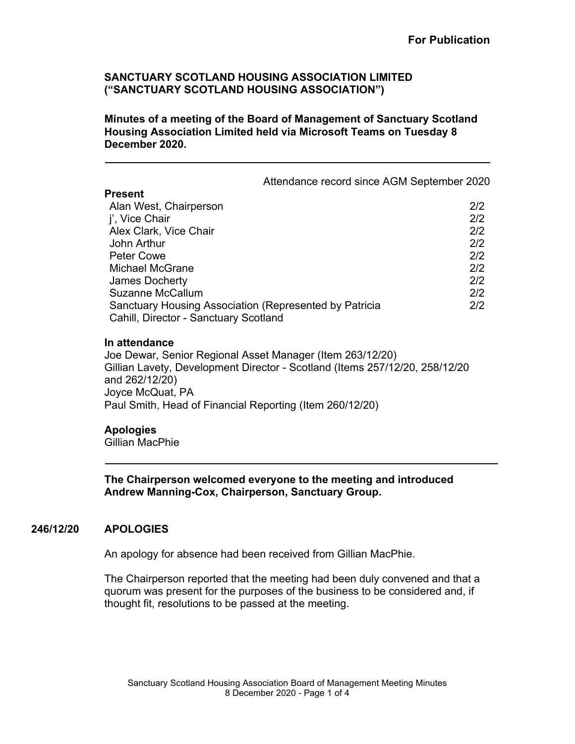**For Publication**

**SANCTUARY SCOTLAND HOUSING ASSOCIATION LIMITED („SANCTUARY SCOTLAND HOUSING ASSOCIATION")**

**Minutes of a meeting of the Board of Management of Sanctuary Scotland Housing Association Limited held via Microsoft Teams on Tuesday 8 December 2020.**

---

| **Present** | Attendance record since AGM September 2020 |
|---|---|
| Alan West, Chairperson | 2/2 |
| j', Vice Chair | 2/2 |
| Alex Clark, Vice Chair | 2/2 |
| John Arthur | 2/2 |
| Peter Cowe | 2/2 |
| Michael McGrane | 2/2 |
| James Docherty | 2/2 |
| Suzanne McCallum | 2/2 |
| Sanctuary Housing Association (Represented by Patricia Cahill, Director - Sanctuary Scotland | 2/2 |

**In attendance**

Joe Dewar, Senior Regional Asset Manager (Item 263/12/20)
Gillian Lavety, Development Director - Scotland (Items 257/12/20, 258/12/20 and 262/12/20)
Joyce McQuat, PA
Paul Smith, Head of Financial Reporting (Item 260/12/20)

**Apologies**

Gillian MacPhie

---

**The Chairperson welcomed everyone to the meeting and introduced Andrew Manning-Cox, Chairperson, Sanctuary Group.**

## 246/12/20 APOLOGIES

An apology for absence had been received from Gillian MacPhie.

The Chairperson reported that the meeting had been duly convened and that a quorum was present for the purposes of the business to be considered and, if thought fit, resolutions to be passed at the meeting.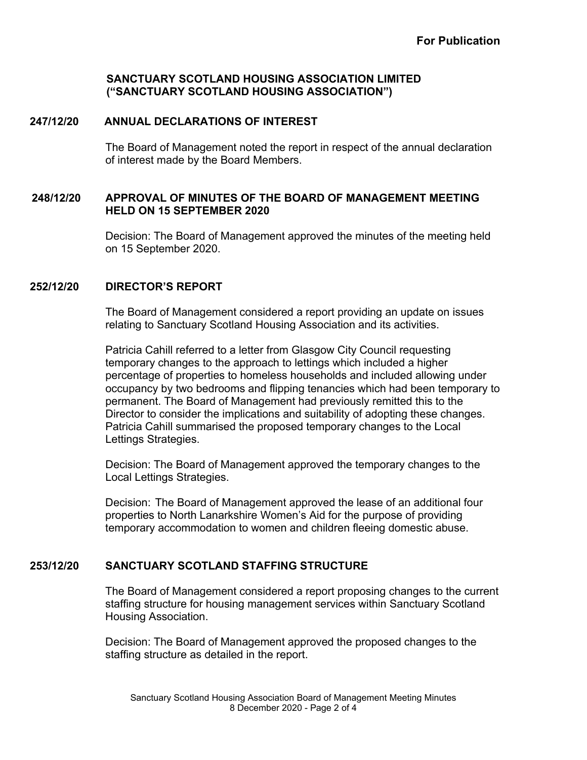**For Publication**

**SANCTUARY SCOTLAND HOUSING ASSOCIATION LIMITED ("SANCTUARY SCOTLAND HOUSING ASSOCIATION")**

**247/12/20 ANNUAL DECLARATIONS OF INTEREST**

The Board of Management noted the report in respect of the annual declaration of interest made by the Board Members.

**248/12/20 APPROVAL OF MINUTES OF THE BOARD OF MANAGEMENT MEETING HELD ON 15 SEPTEMBER 2020**

Decision: The Board of Management approved the minutes of the meeting held on 15 September 2020.

**252/12/20 DIRECTOR'S REPORT**

The Board of Management considered a report providing an update on issues relating to Sanctuary Scotland Housing Association and its activities.

Patricia Cahill referred to a letter from Glasgow City Council requesting temporary changes to the approach to lettings which included a higher percentage of properties to homeless households and included allowing under occupancy by two bedrooms and flipping tenancies which had been temporary to permanent. The Board of Management had previously remitted this to the Director to consider the implications and suitability of adopting these changes. Patricia Cahill summarised the proposed temporary changes to the Local Lettings Strategies.

Decision: The Board of Management approved the temporary changes to the Local Lettings Strategies.

Decision: The Board of Management approved the lease of an additional four properties to North Lanarkshire Women's Aid for the purpose of providing temporary accommodation to women and children fleeing domestic abuse.

**253/12/20 SANCTUARY SCOTLAND STAFFING STRUCTURE**

The Board of Management considered a report proposing changes to the current staffing structure for housing management services within Sanctuary Scotland Housing Association.

Decision: The Board of Management approved the proposed changes to the staffing structure as detailed in the report.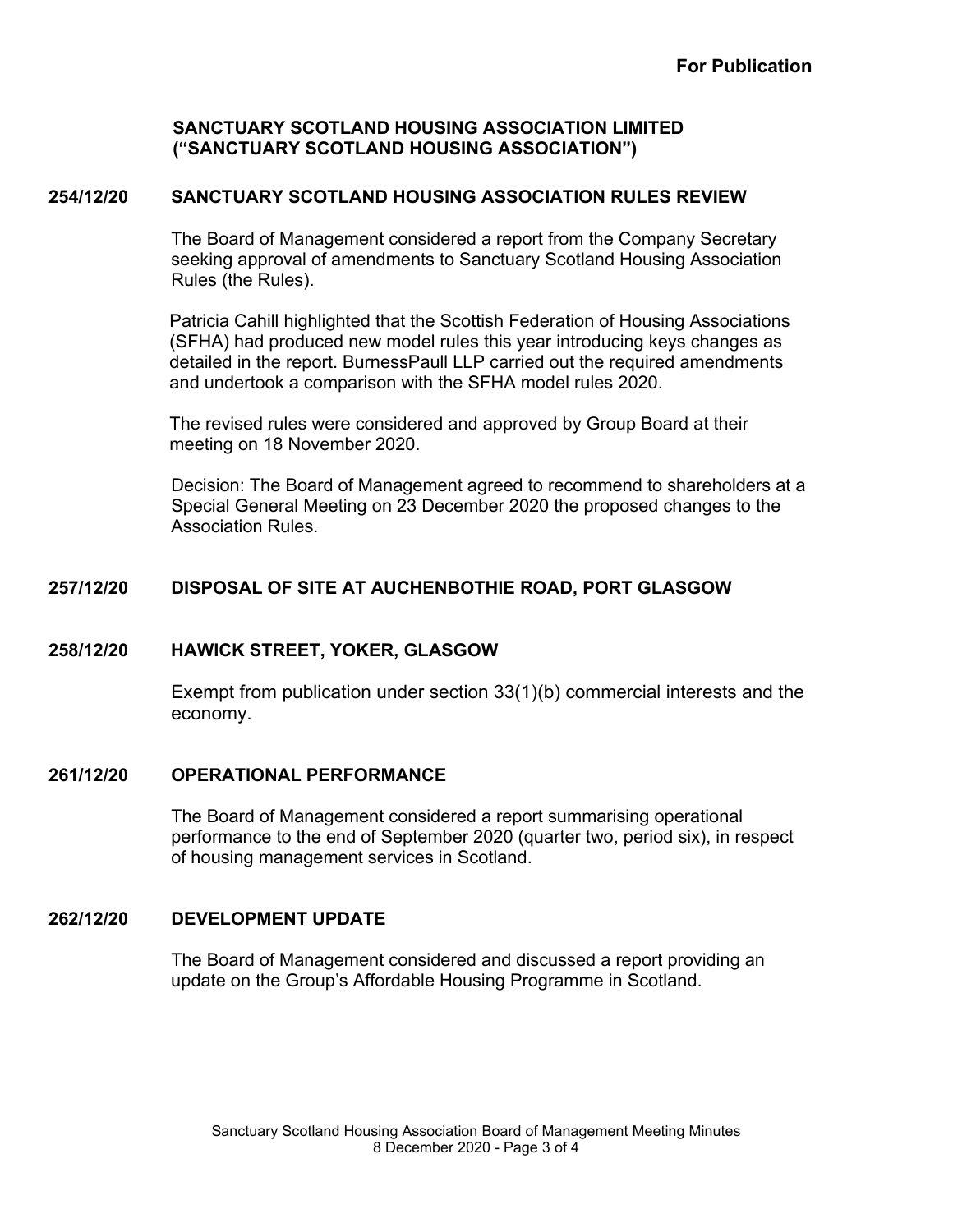**For Publication**

**SANCTUARY SCOTLAND HOUSING ASSOCIATION LIMITED
("SANCTUARY SCOTLAND HOUSING ASSOCIATION")**

**254/12/20 SANCTUARY SCOTLAND HOUSING ASSOCIATION RULES REVIEW**

The Board of Management considered a report from the Company Secretary seeking approval of amendments to Sanctuary Scotland Housing Association Rules (the Rules).

Patricia Cahill highlighted that the Scottish Federation of Housing Associations (SFHA) had produced new model rules this year introducing keys changes as detailed in the report. BurnessPaull LLP carried out the required amendments and undertook a comparison with the SFHA model rules 2020.

The revised rules were considered and approved by Group Board at their meeting on 18 November 2020.

Decision: The Board of Management agreed to recommend to shareholders at a Special General Meeting on 23 December 2020 the proposed changes to the Association Rules.

**257/12/20 DISPOSAL OF SITE AT AUCHENBOTHIE ROAD, PORT GLASGOW**

**258/12/20 HAWICK STREET, YOKER, GLASGOW**

Exempt from publication under section 33(1)(b) commercial interests and the economy.

**261/12/20 OPERATIONAL PERFORMANCE**

The Board of Management considered a report summarising operational performance to the end of September 2020 (quarter two, period six), in respect of housing management services in Scotland.

**262/12/20 DEVELOPMENT UPDATE**

The Board of Management considered and discussed a report providing an update on the Group's Affordable Housing Programme in Scotland.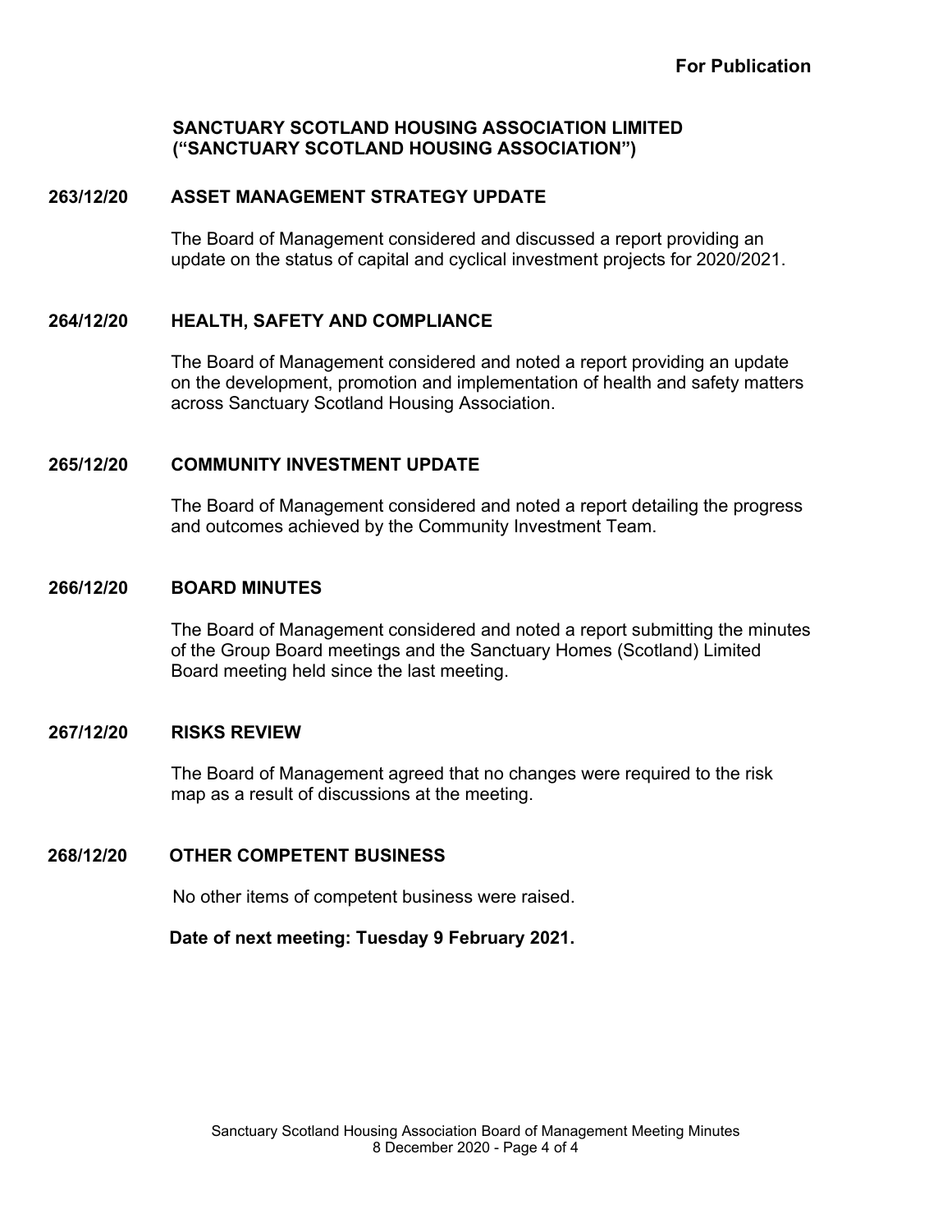**For Publication**

**SANCTUARY SCOTLAND HOUSING ASSOCIATION LIMITED**
**("SANCTUARY SCOTLAND HOUSING ASSOCIATION")**

**263/12/20 ASSET MANAGEMENT STRATEGY UPDATE**

The Board of Management considered and discussed a report providing an update on the status of capital and cyclical investment projects for 2020/2021.

**264/12/20 HEALTH, SAFETY AND COMPLIANCE**

The Board of Management considered and noted a report providing an update on the development, promotion and implementation of health and safety matters across Sanctuary Scotland Housing Association.

**265/12/20 COMMUNITY INVESTMENT UPDATE**

The Board of Management considered and noted a report detailing the progress and outcomes achieved by the Community Investment Team.

**266/12/20 BOARD MINUTES**

The Board of Management considered and noted a report submitting the minutes of the Group Board meetings and the Sanctuary Homes (Scotland) Limited Board meeting held since the last meeting.

**267/12/20 RISKS REVIEW**

The Board of Management agreed that no changes were required to the risk map as a result of discussions at the meeting.

**268/12/20 OTHER COMPETENT BUSINESS**

No other items of competent business were raised.

**Date of next meeting: Tuesday 9 February 2021.**